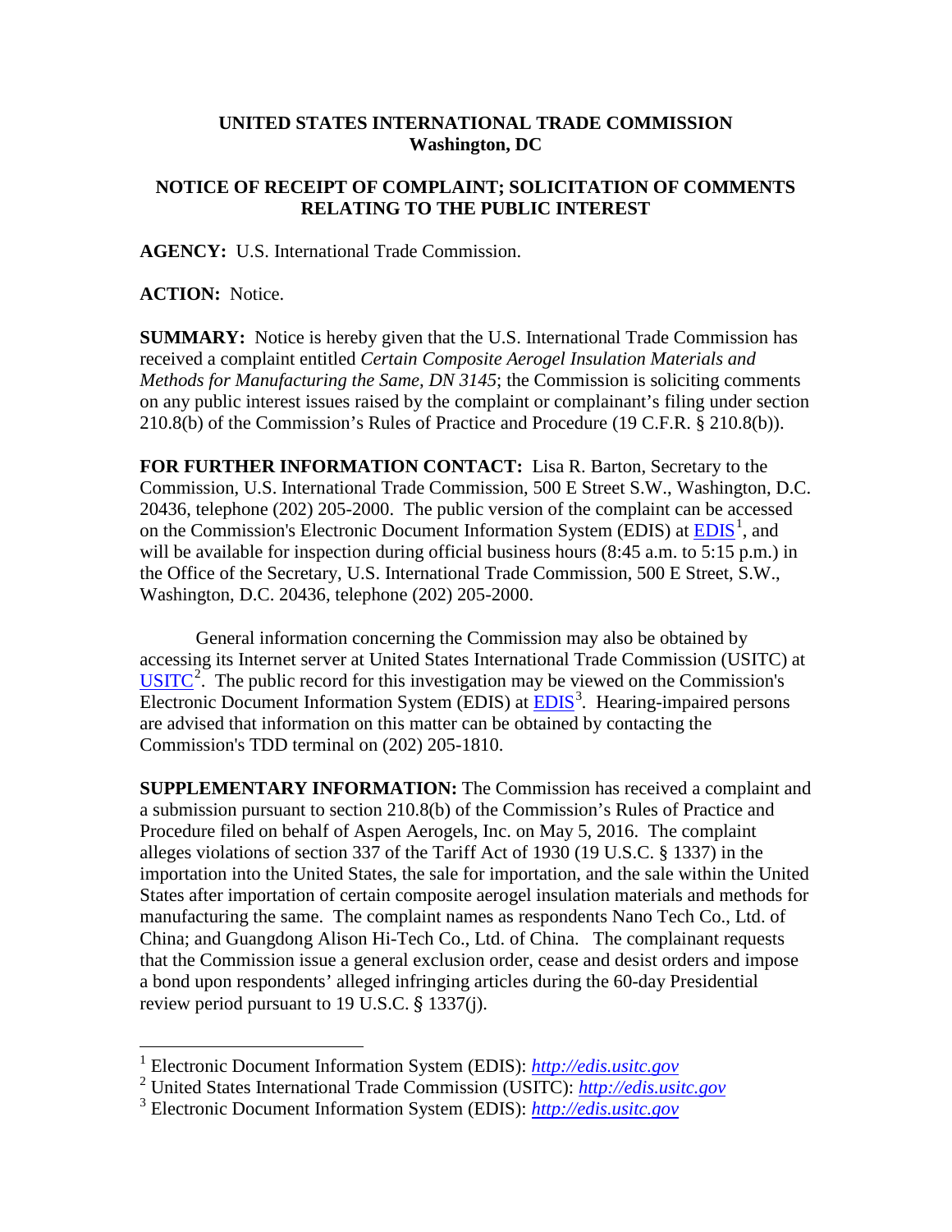**UNITED STATES INTERNATIONAL TRADE COMMISSION**
**Washington, DC**

**NOTICE OF RECEIPT OF COMPLAINT; SOLICITATION OF COMMENTS RELATING TO THE PUBLIC INTEREST**

**AGENCY:** U.S. International Trade Commission.

**ACTION:** Notice.

**SUMMARY:** Notice is hereby given that the U.S. International Trade Commission has received a complaint entitled *Certain Composite Aerogel Insulation Materials and Methods for Manufacturing the Same, DN 3145*; the Commission is soliciting comments on any public interest issues raised by the complaint or complainant's filing under section 210.8(b) of the Commission's Rules of Practice and Procedure (19 C.F.R. § 210.8(b)).

**FOR FURTHER INFORMATION CONTACT:** Lisa R. Barton, Secretary to the Commission, U.S. International Trade Commission, 500 E Street S.W., Washington, D.C. 20436, telephone (202) 205-2000. The public version of the complaint can be accessed on the Commission's Electronic Document Information System (EDIS) at EDIS[1], and will be available for inspection during official business hours (8:45 a.m. to 5:15 p.m.) in the Office of the Secretary, U.S. International Trade Commission, 500 E Street, S.W., Washington, D.C. 20436, telephone (202) 205-2000.

General information concerning the Commission may also be obtained by accessing its Internet server at United States International Trade Commission (USITC) at USITC[2]. The public record for this investigation may be viewed on the Commission's Electronic Document Information System (EDIS) at EDIS[3]. Hearing-impaired persons are advised that information on this matter can be obtained by contacting the Commission's TDD terminal on (202) 205-1810.

**SUPPLEMENTARY INFORMATION:** The Commission has received a complaint and a submission pursuant to section 210.8(b) of the Commission's Rules of Practice and Procedure filed on behalf of Aspen Aerogels, Inc. on May 5, 2016. The complaint alleges violations of section 337 of the Tariff Act of 1930 (19 U.S.C. § 1337) in the importation into the United States, the sale for importation, and the sale within the United States after importation of certain composite aerogel insulation materials and methods for manufacturing the same. The complaint names as respondents Nano Tech Co., Ltd. of China; and Guangdong Alison Hi-Tech Co., Ltd. of China. The complainant requests that the Commission issue a general exclusion order, cease and desist orders and impose a bond upon respondents' alleged infringing articles during the 60-day Presidential review period pursuant to 19 U.S.C. § 1337(j).

---

[1] Electronic Document Information System (EDIS): *http://edis.usitc.gov*

[2] United States International Trade Commission (USITC): *http://edis.usitc.gov*

[3] Electronic Document Information System (EDIS): *http://edis.usitc.gov*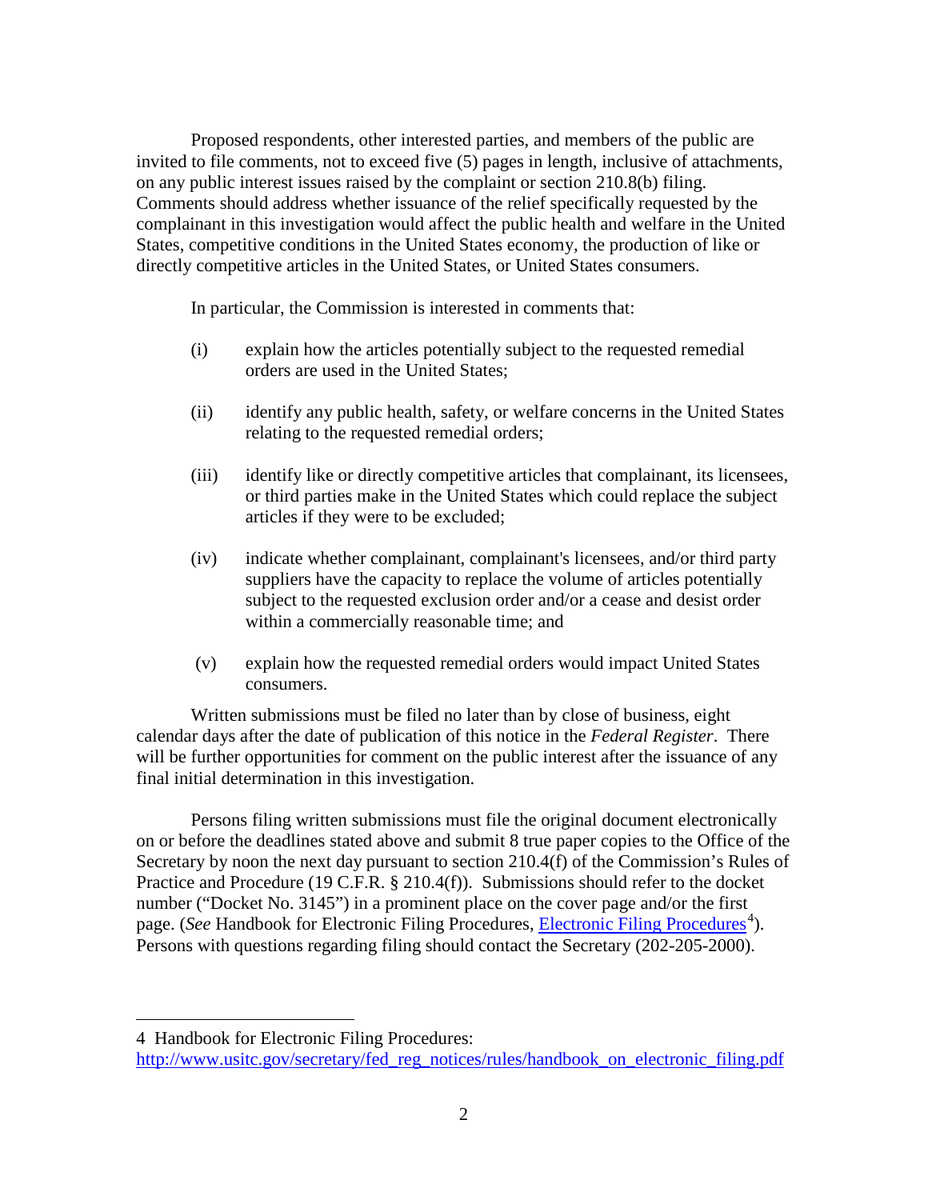Proposed respondents, other interested parties, and members of the public are invited to file comments, not to exceed five (5) pages in length, inclusive of attachments, on any public interest issues raised by the complaint or section 210.8(b) filing. Comments should address whether issuance of the relief specifically requested by the complainant in this investigation would affect the public health and welfare in the United States, competitive conditions in the United States economy, the production of like or directly competitive articles in the United States, or United States consumers.

In particular, the Commission is interested in comments that:

(i) explain how the articles potentially subject to the requested remedial orders are used in the United States;

(ii) identify any public health, safety, or welfare concerns in the United States relating to the requested remedial orders;

(iii) identify like or directly competitive articles that complainant, its licensees, or third parties make in the United States which could replace the subject articles if they were to be excluded;

(iv) indicate whether complainant, complainant's licensees, and/or third party suppliers have the capacity to replace the volume of articles potentially subject to the requested exclusion order and/or a cease and desist order within a commercially reasonable time; and

(v) explain how the requested remedial orders would impact United States consumers.

Written submissions must be filed no later than by close of business, eight calendar days after the date of publication of this notice in the *Federal Register*. There will be further opportunities for comment on the public interest after the issuance of any final initial determination in this investigation.

Persons filing written submissions must file the original document electronically on or before the deadlines stated above and submit 8 true paper copies to the Office of the Secretary by noon the next day pursuant to section 210.4(f) of the Commission's Rules of Practice and Procedure (19 C.F.R. § 210.4(f)). Submissions should refer to the docket number ("Docket No. 3145") in a prominent place on the cover page and/or the first page. (*See* Handbook for Electronic Filing Procedures, Electronic Filing Procedures[4]). Persons with questions regarding filing should contact the Secretary (202-205-2000).

---

4 Handbook for Electronic Filing Procedures: http://www.usitc.gov/secretary/fed_reg_notices/rules/handbook_on_electronic_filing.pdf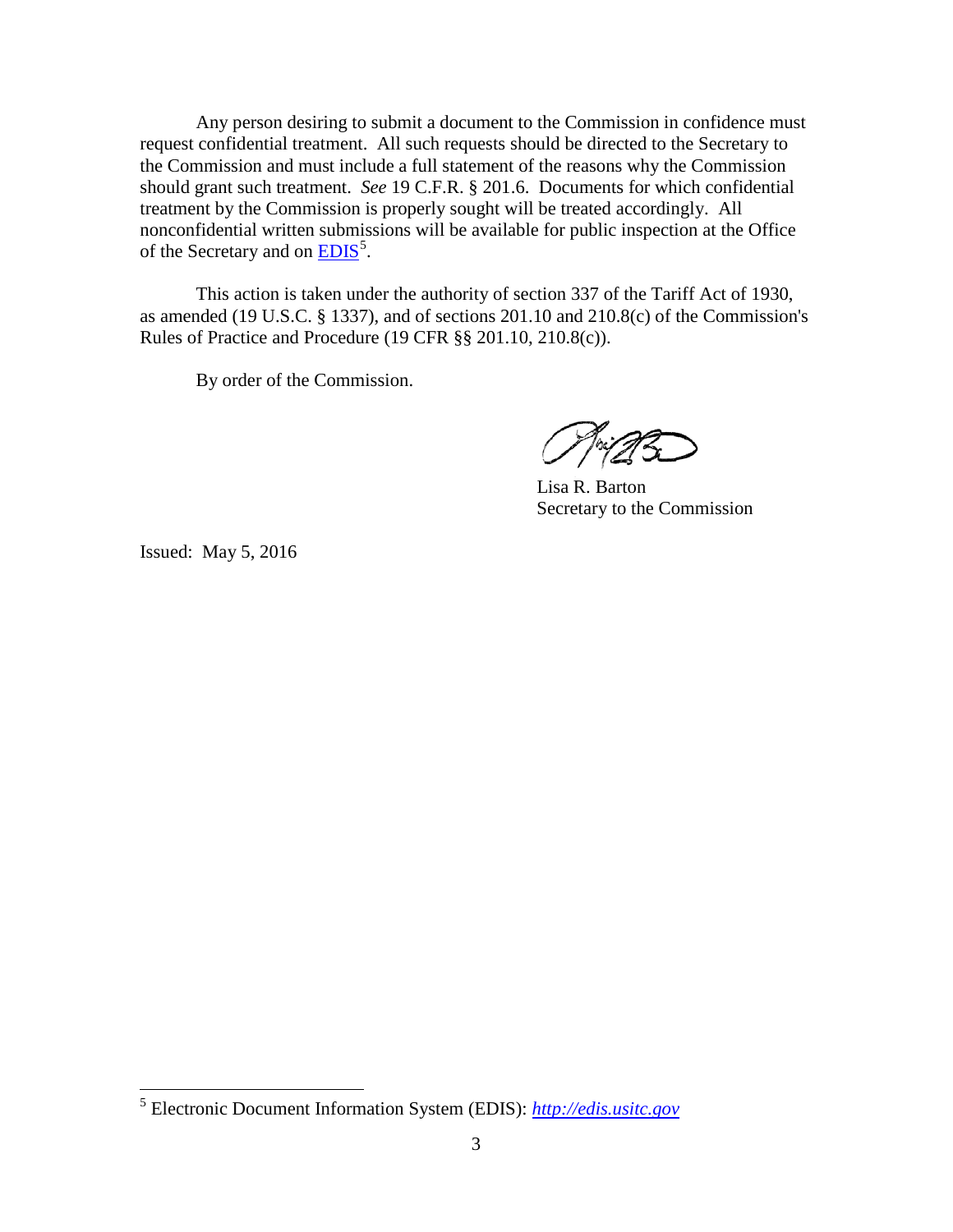Any person desiring to submit a document to the Commission in confidence must request confidential treatment. All such requests should be directed to the Secretary to the Commission and must include a full statement of the reasons why the Commission should grant such treatment. *See* 19 C.F.R. § 201.6. Documents for which confidential treatment by the Commission is properly sought will be treated accordingly. All nonconfidential written submissions will be available for public inspection at the Office of the Secretary and on EDIS[5].

This action is taken under the authority of section 337 of the Tariff Act of 1930, as amended (19 U.S.C. § 1337), and of sections 201.10 and 210.8(c) of the Commission's Rules of Practice and Procedure (19 CFR §§ 201.10, 210.8(c)).

By order of the Commission.

Lisa R. Barton
Secretary to the Commission

Issued: May 5, 2016

[5] Electronic Document Information System (EDIS): *http://edis.usitc.gov*